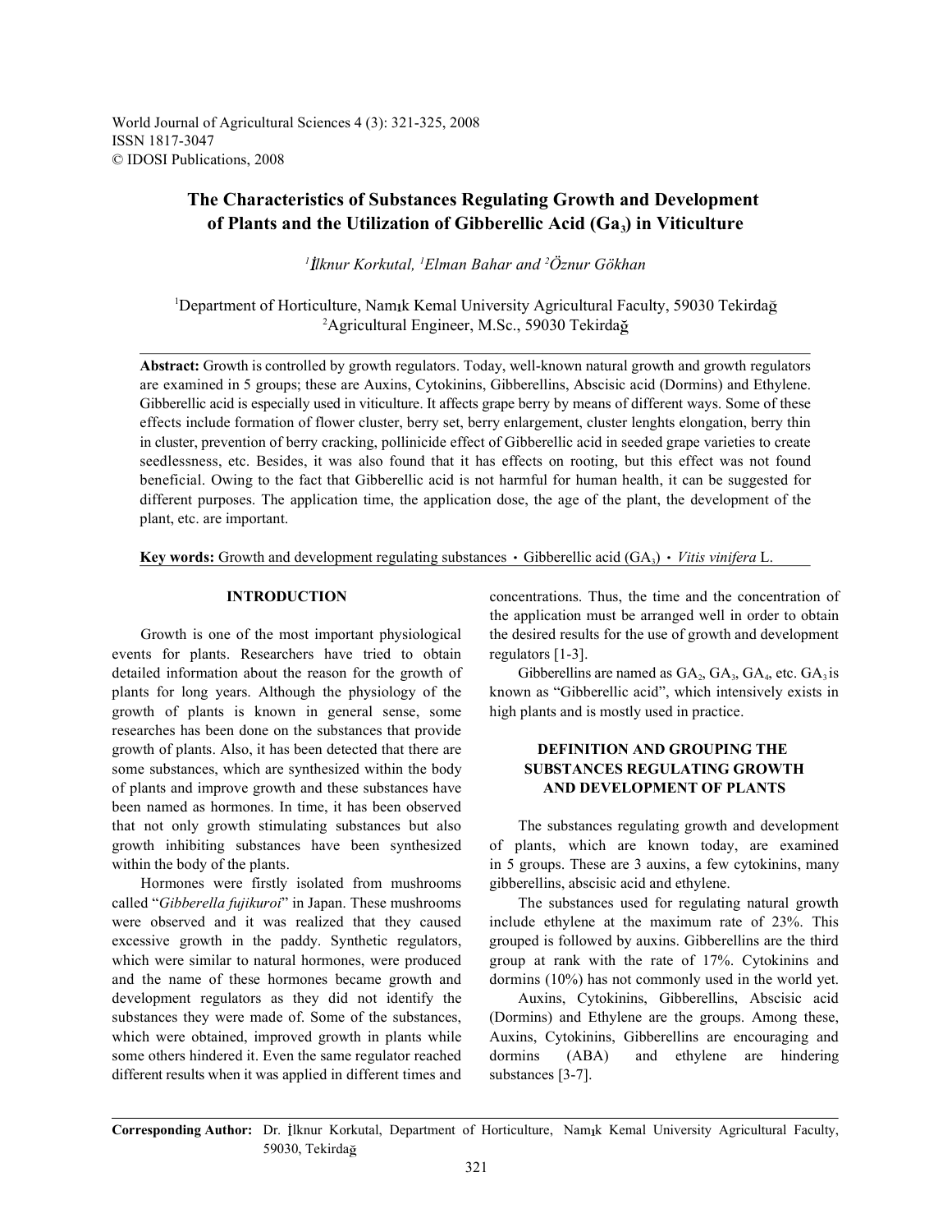# The Characteristics of Substances Regulating Growth and Development of Plants and the Utilization of Gibberellic Acid ($Ga_3$) in Viticulture

*[1]İlknur Korkutal, [1]Elman Bahar and [2]Öznur Gökhan*

[1]Department of Horticulture, Namık Kemal University Agricultural Faculty, 59030 Tekirdağ
[2]Agricultural Engineer, M.Sc., 59030 Tekirdağ

**Abstract:** Growth is controlled by growth regulators. Today, well-known natural growth and growth regulators are examined in 5 groups; these are Auxins, Cytokinins, Gibberellins, Abscisic acid (Dormins) and Ethylene. Gibberellic acid is especially used in viticulture. It affects grape berry by means of different ways. Some of these effects include formation of flower cluster, berry set, berry enlargement, cluster lenghts elongation, berry thin in cluster, prevention of berry cracking, pollinicide effect of Gibberellic acid in seeded grape varieties to create seedlessness, etc. Besides, it was also found that it has effects on rooting, but this effect was not found beneficial. Owing to the fact that Gibberellic acid is not harmful for human health, it can be suggested for different purposes. The application time, the application dose, the age of the plant, the development of the plant, etc. are important.

**Key words:** Growth and development regulating substances • Gibberellic acid ($GA_3$) • *Vitis vinifera* L.

## INTRODUCTION

Growth is one of the most important physiological events for plants. Researchers have tried to obtain detailed information about the reason for the growth of plants for long years. Although the physiology of the growth of plants is known in general sense, some researches has been done on the substances that provide growth of plants. Also, it has been detected that there are some substances, which are synthesized within the body of plants and improve growth and these substances have been named as hormones. In time, it has been observed that not only growth stimulating substances but also growth inhibiting substances have been synthesized within the body of the plants.

Hormones were firstly isolated from mushrooms called "*Gibberella fujikuroi*" in Japan. These mushrooms were observed and it was realized that they caused excessive growth in the paddy. Synthetic regulators, which were similar to natural hormones, were produced and the name of these hormones became growth and development regulators as they did not identify the substances they were made of. Some of the substances, which were obtained, improved growth in plants while some others hindered it. Even the same regulator reached different results when it was applied in different times and concentrations. Thus, the time and the concentration of the application must be arranged well in order to obtain the desired results for the use of growth and development regulators [1-3].

Gibberellins are named as $GA_2$, $GA_3$, $GA_4$, etc. $GA_3$ is known as "Gibberellic acid", which intensively exists in high plants and is mostly used in practice.

## DEFINITION AND GROUPING THE SUBSTANCES REGULATING GROWTH AND DEVELOPMENT OF PLANTS

The substances regulating growth and development of plants, which are known today, are examined in 5 groups. These are 3 auxins, a few cytokinins, many gibberellins, abscisic acid and ethylene.

The substances used for regulating natural growth include ethylene at the maximum rate of 23%. This grouped is followed by auxins. Gibberellins are the third group at rank with the rate of 17%. Cytokinins and dormins (10%) has not commonly used in the world yet.

Auxins, Cytokinins, Gibberellins, Abscisic acid (Dormins) and Ethylene are the groups. Among these, Auxins, Cytokinins, Gibberellins are encouraging and dormins (ABA) and ethylene are hindering substances [3-7].

**Corresponding Author:** Dr. İlknur Korkutal, Department of Horticulture, Namık Kemal University Agricultural Faculty, 59030, Tekirdağ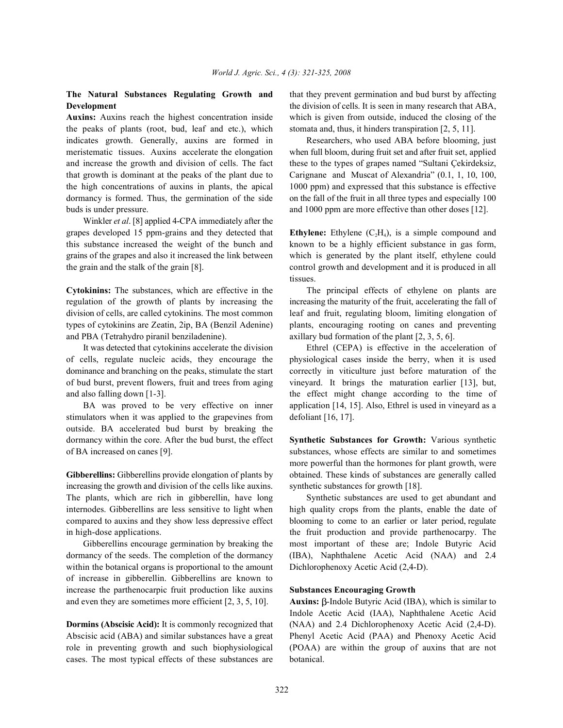## The Natural Substances Regulating Growth and Development

**Auxins:** Auxins reach the highest concentration inside the peaks of plants (root, bud, leaf and etc.), which indicates growth. Generally, auxins are formed in meristematic tissues. Auxins accelerate the elongation and increase the growth and division of cells. The fact that growth is dominant at the peaks of the plant due to the high concentrations of auxins in plants, the apical dormancy is formed. Thus, the germination of the side buds is under pressure.

Winkler *et al*. [8] applied 4-CPA immediately after the grapes developed 15 ppm-grains and they detected that this substance increased the weight of the bunch and grains of the grapes and also it increased the link between the grain and the stalk of the grain [8].

**Cytokinins:** The substances, which are effective in the regulation of the growth of plants by increasing the division of cells, are called cytokinins. The most common types of cytokinins are Zeatin, 2ip, BA (Benzil Adenine) and PBA (Tetrahydro piranil benziladenine).

It was detected that cytokinins accelerate the division of cells, regulate nucleic acids, they encourage the dominance and branching on the peaks, stimulate the start of bud burst, prevent flowers, fruit and trees from aging and also falling down [1-3].

BA was proved to be very effective on inner stimulators when it was applied to the grapevines from outside. BA accelerated bud burst by breaking the dormancy within the core. After the bud burst, the effect of BA increased on canes [9].

**Gibberellins:** Gibberellins provide elongation of plants by increasing the growth and division of the cells like auxins. The plants, which are rich in gibberellin, have long internodes. Gibberellins are less sensitive to light when compared to auxins and they show less depressive effect in high-dose applications.

Gibberellins encourage germination by breaking the dormancy of the seeds. The completion of the dormancy within the botanical organs is proportional to the amount of increase in gibberellin. Gibberellins are known to increase the parthenocarpic fruit production like auxins and even they are sometimes more efficient [2, 3, 5, 10].

**Dormins (Abscisic Acid):** It is commonly recognized that Abscisic acid (ABA) and similar substances have a great role in preventing growth and such biophysiological cases. The most typical effects of these substances are that they prevent germination and bud burst by affecting the division of cells. It is seen in many research that ABA, which is given from outside, induced the closing of the stomata and, thus, it hinders transpiration [2, 5, 11].

Researchers, who used ABA before blooming, just when full bloom, during fruit set and after fruit set, applied these to the types of grapes named "Sultani Çekirdeksiz, Carignane and Muscat of Alexandria" (0.1, 1, 10, 100, 1000 ppm) and expressed that this substance is effective on the fall of the fruit in all three types and especially 100 and 1000 ppm are more effective than other doses [12].

**Ethylene:** Ethylene ($C_2H_4$), is a simple compound and known to be a highly efficient substance in gas form, which is generated by the plant itself, ethylene could control growth and development and it is produced in all tissues.

The principal effects of ethylene on plants are increasing the maturity of the fruit, accelerating the fall of leaf and fruit, regulating bloom, limiting elongation of plants, encouraging rooting on canes and preventing axillary bud formation of the plant [2, 3, 5, 6].

Ethrel (CEPA) is effective in the acceleration of physiological cases inside the berry, when it is used correctly in viticulture just before maturation of the vineyard. It brings the maturation earlier [13], but, the effect might change according to the time of application [14, 15]. Also, Ethrel is used in vineyard as a defoliant [16, 17].

**Synthetic Substances for Growth:** Various synthetic substances, whose effects are similar to and sometimes more powerful than the hormones for plant growth, were obtained. These kinds of substances are generally called synthetic substances for growth [18].

Synthetic substances are used to get abundant and high quality crops from the plants, enable the date of blooming to come to an earlier or later period, regulate the fruit production and provide parthenocarpy. The most important of these are; Indole Butyric Acid (IBA), Naphthalene Acetic Acid (NAA) and 2.4 Dichlorophenoxy Acetic Acid (2,4-D).

### Substances Encouraging Growth

**Auxins:** β-Indole Butyric Acid (IBA), which is similar to Indole Acetic Acid (IAA), Naphthalene Acetic Acid (NAA) and 2.4 Dichlorophenoxy Acetic Acid (2,4-D). Phenyl Acetic Acid (PAA) and Phenoxy Acetic Acid (POAA) are within the group of auxins that are not botanical.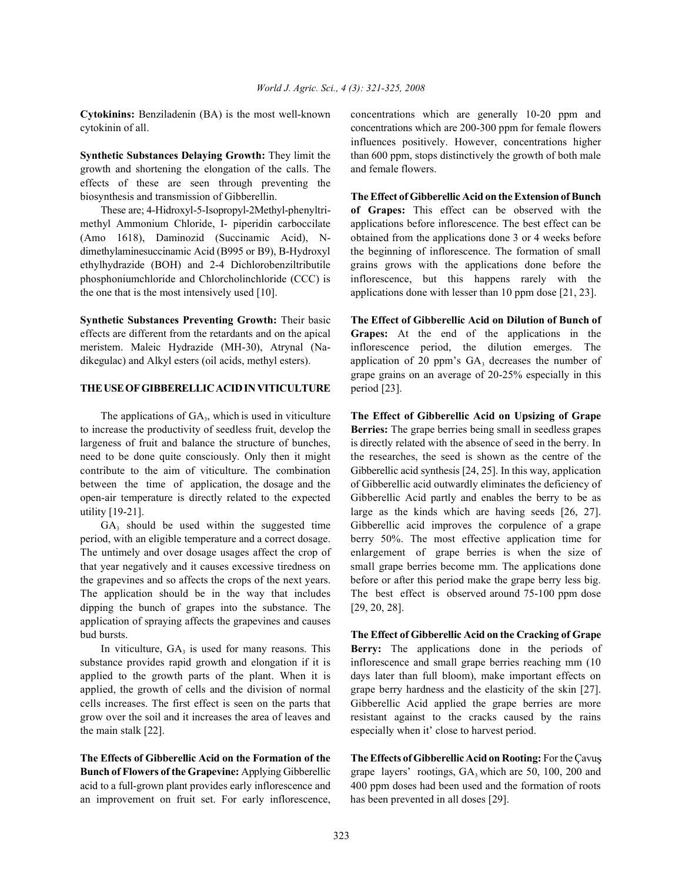**Cytokinins:** Benziladenin (BA) is the most well-known cytokinin of all.

**Synthetic Substances Delaying Growth:** They limit the growth and shortening the elongation of the calls. The effects of these are seen through preventing the biosynthesis and transmission of Gibberellin.

These are; 4-Hidroxyl-5-Isopropyl-2Methyl-phenyltrimethyl Ammonium Chloride, I- piperidin carboccilate (Amo 1618), Daminozid (Succinamic Acid), N-dimethylaminesuccinamic Acid (B995 or B9), B-Hydroxyl ethylhydrazide (BOH) and 2-4 Dichlorobenziltributile phosphoniumchloride and Chlorcholinchloride (CCC) is the one that is the most intensively used [10].

**Synthetic Substances Preventing Growth:** Their basic effects are different from the retardants and on the apical meristem. Maleic Hydrazide (MH-30), Atrynal (Na-dikegulac) and Alkyl esters (oil acids, methyl esters).

## THE USE OF GIBBERELLIC ACID IN VITICULTURE

The applications of $GA_3$, which is used in viticulture to increase the productivity of seedless fruit, develop the largeness of fruit and balance the structure of bunches, need to be done quite consciously. Only then it might contribute to the aim of viticulture. The combination between the time of application, the dosage and the open-air temperature is directly related to the expected utility [19-21].

$GA_3$ should be used within the suggested time period, with an eligible temperature and a correct dosage. The untimely and over dosage usages affect the crop of that year negatively and it causes excessive tiredness on the grapevines and so affects the crops of the next years. The application should be in the way that includes dipping the bunch of grapes into the substance. The application of spraying affects the grapevines and causes bud bursts.

In viticulture, $GA_3$ is used for many reasons. This substance provides rapid growth and elongation if it is applied to the growth parts of the plant. When it is applied, the growth of cells and the division of normal cells increases. The first effect is seen on the parts that grow over the soil and it increases the area of leaves and the main stalk [22].

**The Effects of Gibberellic Acid on the Formation of the Bunch of Flowers of the Grapevine:** Applying Gibberellic acid to a full-grown plant provides early inflorescence and an improvement on fruit set. For early inflorescence, concentrations which are generally 10-20 ppm and concentrations which are 200-300 ppm for female flowers influences positively. However, concentrations higher than 600 ppm, stops distinctively the growth of both male and female flowers.

**The Effect of Gibberellic Acid on the Extension of Bunch of Grapes:** This effect can be observed with the applications before inflorescence. The best effect can be obtained from the applications done 3 or 4 weeks before the beginning of inflorescence. The formation of small grains grows with the applications done before the inflorescence, but this happens rarely with the applications done with lesser than 10 ppm dose [21, 23].

**The Effect of Gibberellic Acid on Dilution of Bunch of Grapes:** At the end of the applications in the inflorescence period, the dilution emerges. The application of 20 ppm's $GA_3$ decreases the number of grape grains on an average of 20-25% especially in this period [23].

**The Effect of Gibberellic Acid on Upsizing of Grape Berries:** The grape berries being small in seedless grapes is directly related with the absence of seed in the berry. In the researches, the seed is shown as the centre of the Gibberellic acid synthesis [24, 25]. In this way, application of Gibberellic acid outwardly eliminates the deficiency of Gibberellic Acid partly and enables the berry to be as large as the kinds which are having seeds [26, 27]. Gibberellic acid improves the corpulence of a grape berry 50%. The most effective application time for enlargement of grape berries is when the size of small grape berries become mm. The applications done before or after this period make the grape berry less big. The best effect is observed around 75-100 ppm dose [29, 20, 28].

**The Effect of Gibberellic Acid on the Cracking of Grape Berry:** The applications done in the periods of inflorescence and small grape berries reaching mm (10 days later than full bloom), make important effects on grape berry hardness and the elasticity of the skin [27]. Gibberellic Acid applied the grape berries are more resistant against to the cracks caused by the rains especially when it' close to harvest period.

**The Effects of Gibberellic Acid on Rooting:** For the Çavuş grape layers' rootings, $GA_3$ which are 50, 100, 200 and 400 ppm doses had been used and the formation of roots has been prevented in all doses [29].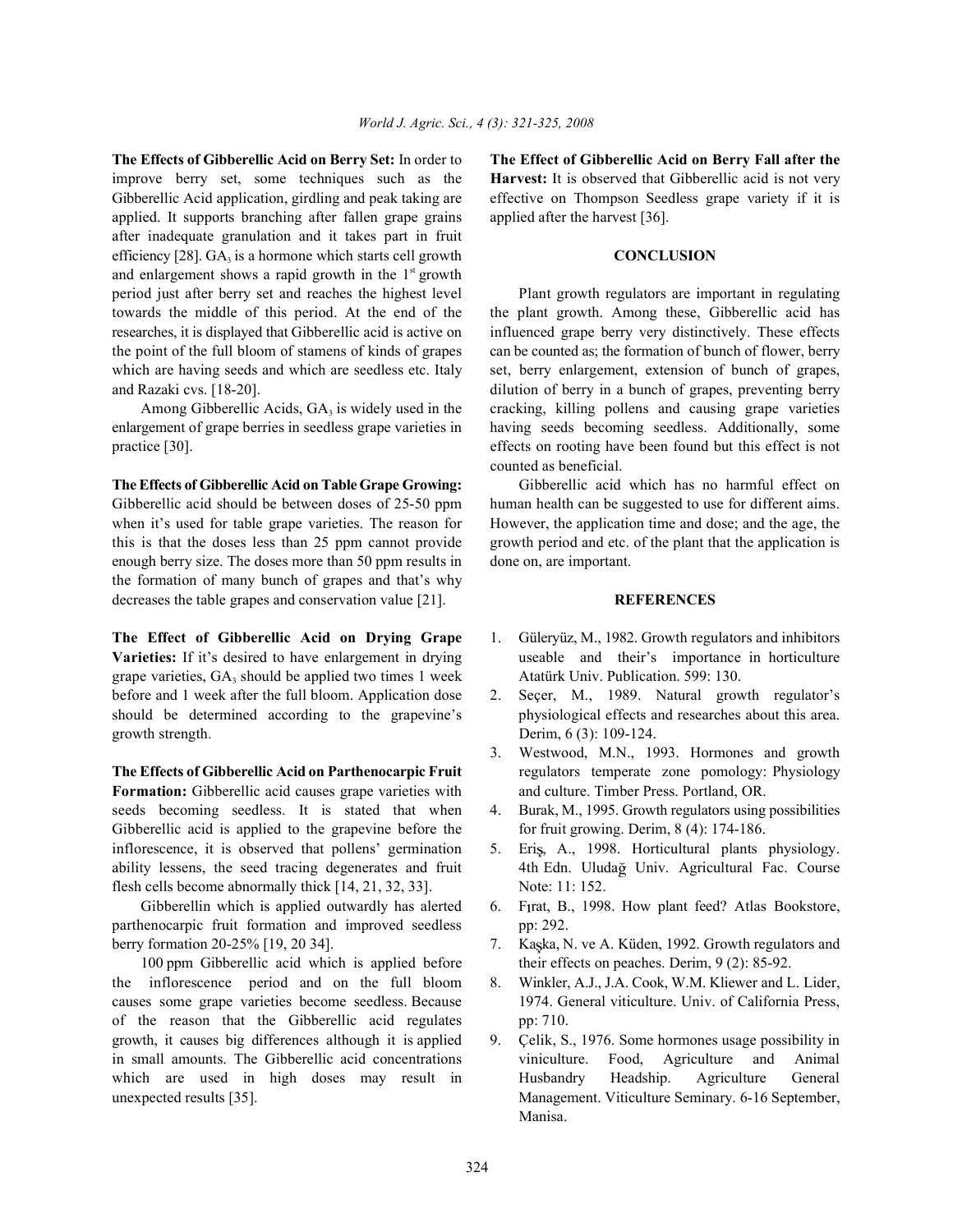**The Effects of Gibberellic Acid on Berry Set:** In order to improve berry set, some techniques such as the Gibberellic Acid application, girdling and peak taking are applied. It supports branching after fallen grape grains after inadequate granulation and it takes part in fruit efficiency [28]. $GA_3$ is a hormone which starts cell growth and enlargement shows a rapid growth in the 1st growth period just after berry set and reaches the highest level towards the middle of this period. At the end of the researches, it is displayed that Gibberellic acid is active on the point of the full bloom of stamens of kinds of grapes which are having seeds and which are seedless etc. Italy and Razaki cvs. [18-20].

Among Gibberellic Acids, $GA_3$ is widely used in the enlargement of grape berries in seedless grape varieties in practice [30].

**The Effects of Gibberellic Acid on Table Grape Growing:** Gibberellic acid should be between doses of 25-50 ppm when it's used for table grape varieties. The reason for this is that the doses less than 25 ppm cannot provide enough berry size. The doses more than 50 ppm results in the formation of many bunch of grapes and that's why decreases the table grapes and conservation value [21].

**The Effect of Gibberellic Acid on Drying Grape Varieties:** If it's desired to have enlargement in drying grape varieties, $GA_3$ should be applied two times 1 week before and 1 week after the full bloom. Application dose should be determined according to the grapevine's growth strength.

**The Effects of Gibberellic Acid on Parthenocarpic Fruit Formation:** Gibberellic acid causes grape varieties with seeds becoming seedless. It is stated that when Gibberellic acid is applied to the grapevine before the inflorescence, it is observed that pollens' germination ability lessens, the seed tracing degenerates and fruit flesh cells become abnormally thick [14, 21, 32, 33].

Gibberellin which is applied outwardly has alerted parthenocarpic fruit formation and improved seedless berry formation 20-25% [19, 20 34].

100 ppm Gibberellic acid which is applied before the inflorescence period and on the full bloom causes some grape varieties become seedless. Because of the reason that the Gibberellic acid regulates growth, it causes big differences although it is applied in small amounts. The Gibberellic acid concentrations which are used in high doses may result in unexpected results [35].

**The Effect of Gibberellic Acid on Berry Fall after the Harvest:** It is observed that Gibberellic acid is not very effective on Thompson Seedless grape variety if it is applied after the harvest [36].

## CONCLUSION

Plant growth regulators are important in regulating the plant growth. Among these, Gibberellic acid has influenced grape berry very distinctively. These effects can be counted as; the formation of bunch of flower, berry set, berry enlargement, extension of bunch of grapes, dilution of berry in a bunch of grapes, preventing berry cracking, killing pollens and causing grape varieties having seeds becoming seedless. Additionally, some effects on rooting have been found but this effect is not counted as beneficial.

Gibberellic acid which has no harmful effect on human health can be suggested to use for different aims. However, the application time and dose; and the age, the growth period and etc. of the plant that the application is done on, are important.

## REFERENCES

1. Güleryüz, M., 1982. Growth regulators and inhibitors useable and their's importance in horticulture Atatürk Univ. Publication. 599: 130.
2. Seçer, M., 1989. Natural growth regulator's physiological effects and researches about this area. Derim, 6 (3): 109-124.
3. Westwood, M.N., 1993. Hormones and growth regulators temperate zone pomology: Physiology and culture. Timber Press. Portland, OR.
4. Burak, M., 1995. Growth regulators using possibilities for fruit growing. Derim, 8 (4): 174-186.
5. Eriş, A., 1998. Horticultural plants physiology. 4th Edn. Uludağ Univ. Agricultural Fac. Course Note: 11: 152.
6. Fırat, B., 1998. How plant feed? Atlas Bookstore, pp: 292.
7. Kaşka, N. ve A. Küden, 1992. Growth regulators and their effects on peaches. Derim, 9 (2): 85-92.
8. Winkler, A.J., J.A. Cook, W.M. Kliewer and L. Lider, 1974. General viticulture. Univ. of California Press, pp: 710.
9. Çelik, S., 1976. Some hormones usage possibility in viniculture. Food, Agriculture and Animal Husbandry Headship. Agriculture General Management. Viticulture Seminary. 6-16 September, Manisa.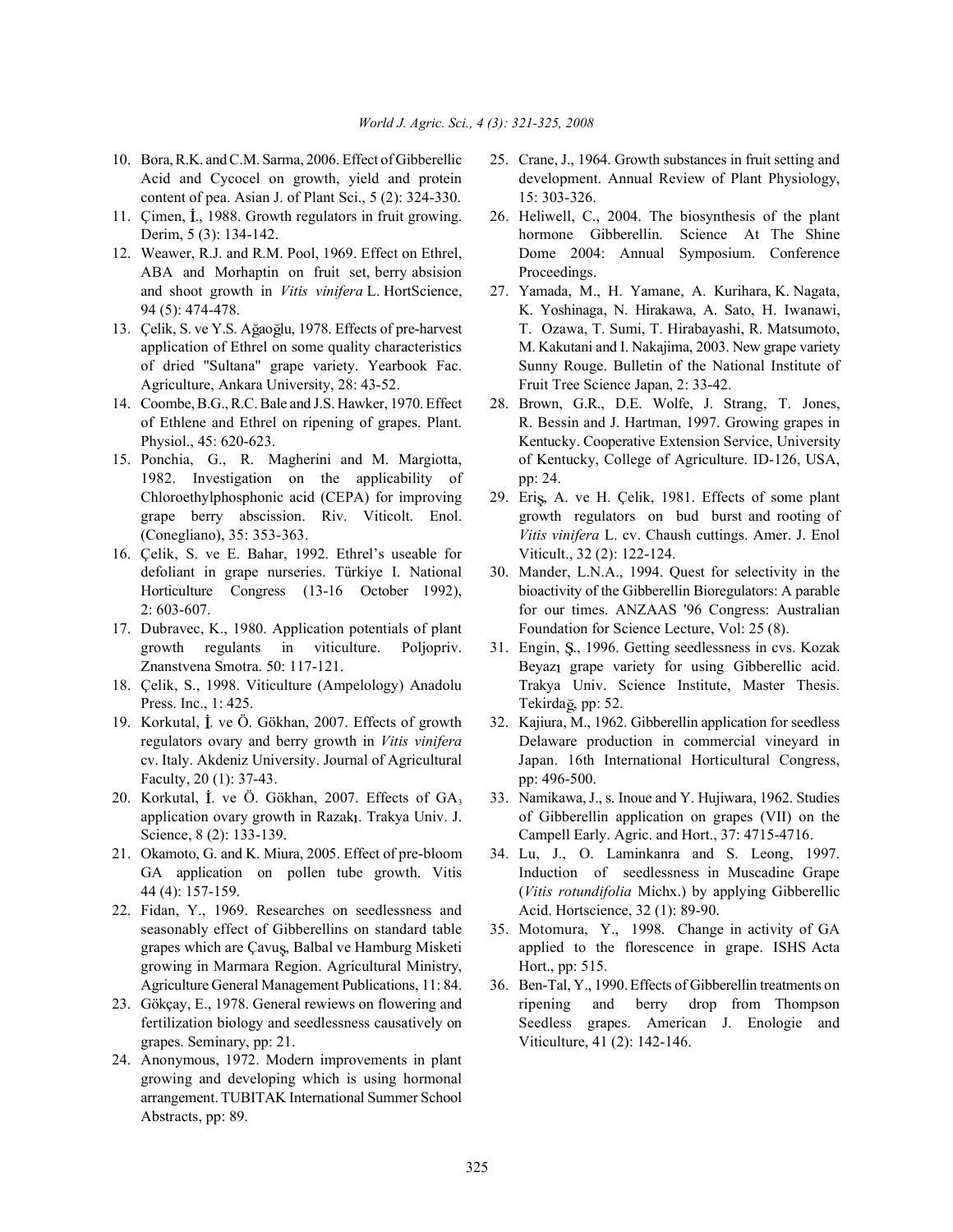10. Bora, R.K. and C.M. Sarma, 2006. Effect of Gibberellic Acid and Cycocel on growth, yield and protein content of pea. Asian J. of Plant Sci., 5 (2): 324-330.
11. Çimen, İ., 1988. Growth regulators in fruit growing. Derim, 5 (3): 134-142.
12. Weawer, R.J. and R.M. Pool, 1969. Effect on Ethrel, ABA and Morhaptin on fruit set, berry absision and shoot growth in *Vitis vinifera* L. HortScience, 94 (5): 474-478.
13. Çelik, S. ve Y.S. Ağaoğlu, 1978. Effects of pre-harvest application of Ethrel on some quality characteristics of dried "Sultana" grape variety. Yearbook Fac. Agriculture, Ankara University, 28: 43-52.
14. Coombe, B.G., R.C. Bale and J.S. Hawker, 1970. Effect of Ethlene and Ethrel on ripening of grapes. Plant. Physiol., 45: 620-623.
15. Ponchia, G., R. Magherini and M. Margiotta, 1982. Investigation on the applicability of Chloroethylphosphonic acid (CEPA) for improving grape berry abscission. Riv. Viticolt. Enol. (Conegliano), 35: 353-363.
16. Çelik, S. ve E. Bahar, 1992. Ethrel's useable for defoliant in grape nurseries. Türkiye I. National Horticulture Congress (13-16 October 1992), 2: 603-607.
17. Dubravec, K., 1980. Application potentials of plant growth regulants in viticulture. Poljopriv. Znanstvena Smotra. 50: 117-121.
18. Çelik, S., 1998. Viticulture (Ampelology) Anadolu Press. Inc., 1: 425.
19. Korkutal, İ. ve Ö. Gökhan, 2007. Effects of growth regulators ovary and berry growth in *Vitis vinifera* cv. Italy. Akdeniz University. Journal of Agricultural Faculty, 20 (1): 37-43.
20. Korkutal, İ. ve Ö. Gökhan, 2007. Effects of $GA_3$ application ovary growth in Razakı. Trakya Univ. J. Science, 8 (2): 133-139.
21. Okamoto, G. and K. Miura, 2005. Effect of pre-bloom GA application on pollen tube growth. Vitis 44 (4): 157-159.
22. Fidan, Y., 1969. Researches on seedlessness and seasonably effect of Gibberellins on standard table grapes which are Çavuş, Balbal ve Hamburg Misketi growing in Marmara Region. Agricultural Ministry, Agriculture General Management Publications, 11: 84.
23. Gökçay, E., 1978. General rewiews on flowering and fertilization biology and seedlessness causatively on grapes. Seminary, pp: 21.
24. Anonymous, 1972. Modern improvements in plant growing and developing which is using hormonal arrangement. TUBITAK International Summer School Abstracts, pp: 89.
25. Crane, J., 1964. Growth substances in fruit setting and development. Annual Review of Plant Physiology, 15: 303-326.
26. Heliwell, C., 2004. The biosynthesis of the plant hormone Gibberellin. Science At The Shine Dome 2004: Annual Symposium. Conference Proceedings.
27. Yamada, M., H. Yamane, A. Kurihara, K. Nagata, K. Yoshinaga, N. Hirakawa, A. Sato, H. Iwanawi, T. Ozawa, T. Sumi, T. Hirabayashi, R. Matsumoto, M. Kakutani and I. Nakajima, 2003. New grape variety Sunny Rouge. Bulletin of the National Institute of Fruit Tree Science Japan, 2: 33-42.
28. Brown, G.R., D.E. Wolfe, J. Strang, T. Jones, R. Bessin and J. Hartman, 1997. Growing grapes in Kentucky. Cooperative Extension Service, University of Kentucky, College of Agriculture. ID-126, USA, pp: 24.
29. Eriş, A. ve H. Çelik, 1981. Effects of some plant growth regulators on bud burst and rooting of *Vitis vinifera* L. cv. Chaush cuttings. Amer. J. Enol Viticult., 32 (2): 122-124.
30. Mander, L.N.A., 1994. Quest for selectivity in the bioactivity of the Gibberellin Bioregulators: A parable for our times. ANZAAS '96 Congress: Australian Foundation for Science Lecture, Vol: 25 (8).
31. Engin, Ş., 1996. Getting seedlessness in cvs. Kozak Beyazı grape variety for using Gibberellic acid. Trakya Univ. Science Institute, Master Thesis. Tekirdağ, pp: 52.
32. Kajiura, M., 1962. Gibberellin application for seedless Delaware production in commercial vineyard in Japan. 16th International Horticultural Congress, pp: 496-500.
33. Namikawa, J., s. Inoue and Y. Hujiwara, 1962. Studies of Gibberellin application on grapes (VII) on the Campell Early. Agric. and Hort., 37: 4715-4716.
34. Lu, J., O. Laminkanra and S. Leong, 1997. Induction of seedlessness in Muscadine Grape (*Vitis rotundifolia* Michx.) by applying Gibberellic Acid. Hortscience, 32 (1): 89-90.
35. Motomura, Y., 1998. Change in activity of GA applied to the florescence in grape. ISHS Acta Hort., pp: 515.
36. Ben-Tal, Y., 1990. Effects of Gibberellin treatments on ripening and berry drop from Thompson Seedless grapes. American J. Enologie and Viticulture, 41 (2): 142-146.